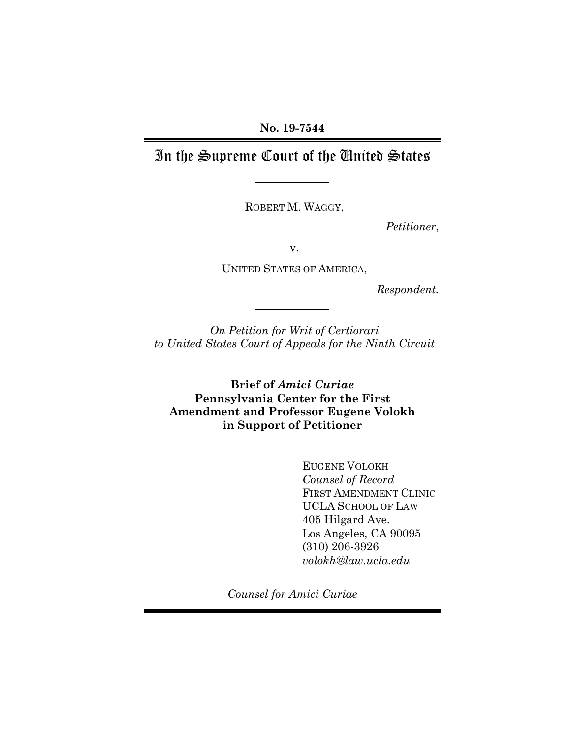**No. 19-7544**

# In the Supreme Court of the United States

ROBERT M. WAGGY,

*Petitioner*,

v.

UNITED STATES OF AMERICA,

*Respondent.*

*On Petition for Writ of Certiorari to United States Court of Appeals for the Ninth Circuit*

**Brief of *Amici Curiae* Pennsylvania Center for the First Amendment and Professor Eugene Volokh in Support of Petitioner**

EUGENE VOLOKH
*Counsel of Record*
FIRST AMENDMENT CLINIC
UCLA SCHOOL OF LAW
405 Hilgard Ave.
Los Angeles, CA 90095
(310) 206-3926
*volokh@law.ucla.edu*

*Counsel for Amici Curiae*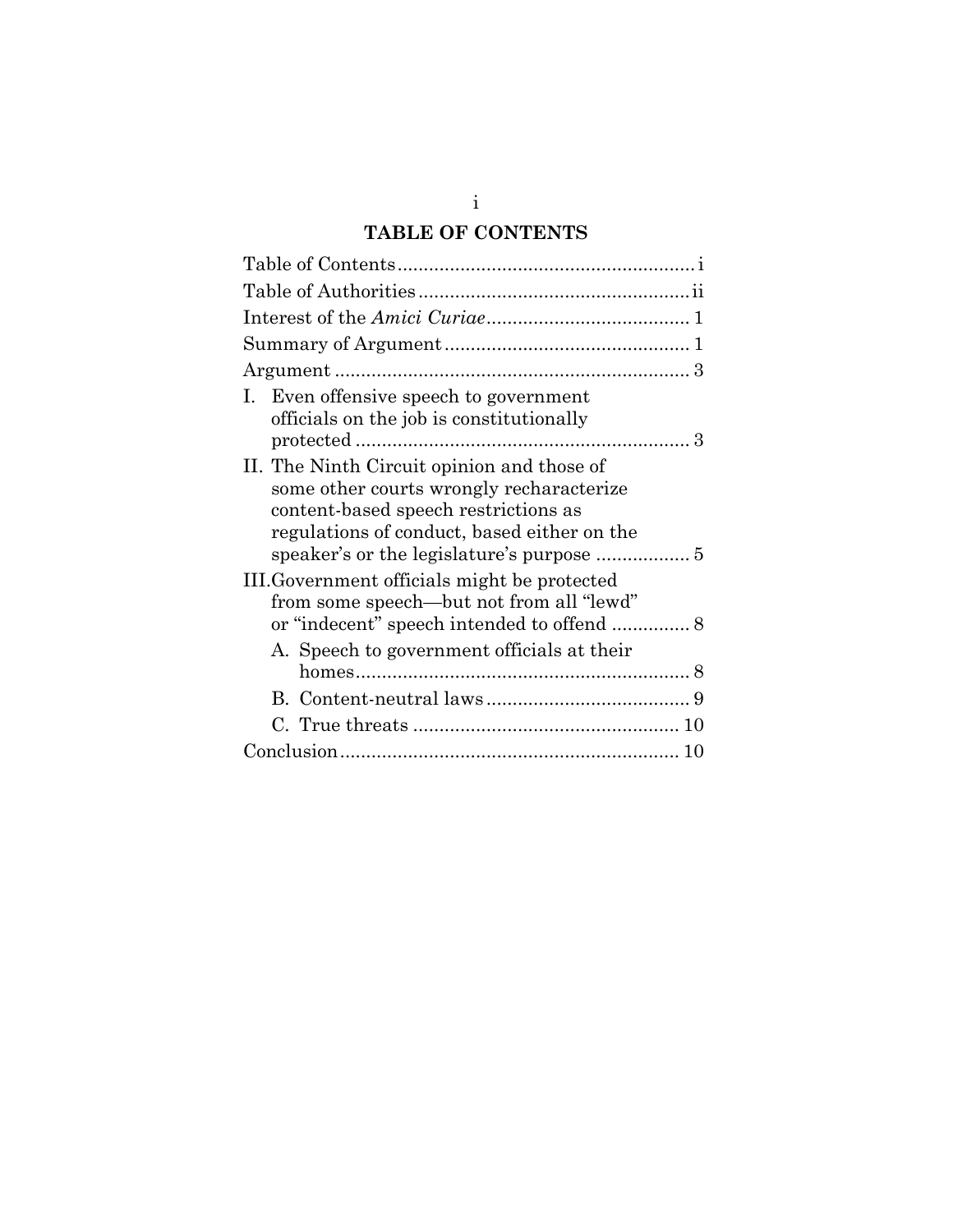## TABLE OF CONTENTS

Table of Contents ........................................................ i
Table of Authorities .................................................... ii
Interest of the *Amici Curiae* ....................................... 1
Summary of Argument ............................................... 1
Argument .................................................................... 3

I. Even offensive speech to government officials on the job is constitutionally protected ................................................................ 3

II. The Ninth Circuit opinion and those of some other courts wrongly recharacterize content-based speech restrictions as regulations of conduct, based either on the speaker's or the legislature's purpose .................. 5

III. Government officials might be protected from some speech—but not from all "lewd" or "indecent" speech intended to offend ............... 8

   A. Speech to government officials at their homes................................................................ 8

   B. Content-neutral laws ....................................... 9

   C. True threats ................................................... 10

Conclusion ................................................................ 10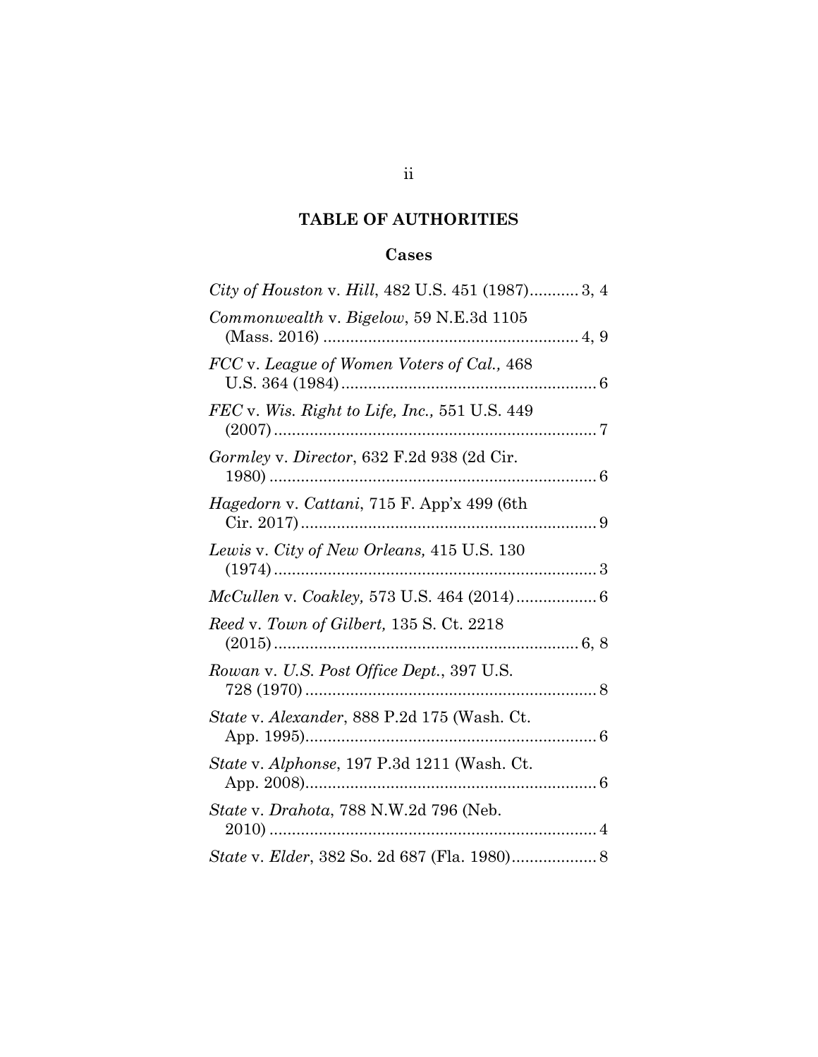## TABLE OF AUTHORITIES

### Cases

*City of Houston* v. *Hill*, 482 U.S. 451 (1987)........... 3, 4

*Commonwealth* v. *Bigelow*, 59 N.E.3d 1105 (Mass. 2016) ........................................................ 4, 9

*FCC* v. *League of Women Voters of Cal.,* 468 U.S. 364 (1984) ........................................................ 6

*FEC* v. *Wis. Right to Life, Inc.,* 551 U.S. 449 (2007) ........................................................................ 7

*Gormley* v. *Director*, 632 F.2d 938 (2d Cir. 1980) ......................................................................... 6

*Hagedorn* v. *Cattani*, 715 F. App'x 499 (6th Cir. 2017) ................................................................. 9

*Lewis* v. *City of New Orleans,* 415 U.S. 130 (1974) ........................................................................ 3

*McCullen* v. *Coakley,* 573 U.S. 464 (2014).................. 6

*Reed* v. *Town of Gilbert,* 135 S. Ct. 2218 (2015) .................................................................... 6, 8

*Rowan* v. *U.S. Post Office Dept.*, 397 U.S. 728 (1970) ................................................................. 8

*State* v. *Alexander*, 888 P.2d 175 (Wash. Ct. App. 1995)................................................................. 6

*State* v. *Alphonse*, 197 P.3d 1211 (Wash. Ct. App. 2008)................................................................. 6

*State* v. *Drahota*, 788 N.W.2d 796 (Neb. 2010) ........................................................................ 4

*State* v. *Elder*, 382 So. 2d 687 (Fla. 1980)................... 8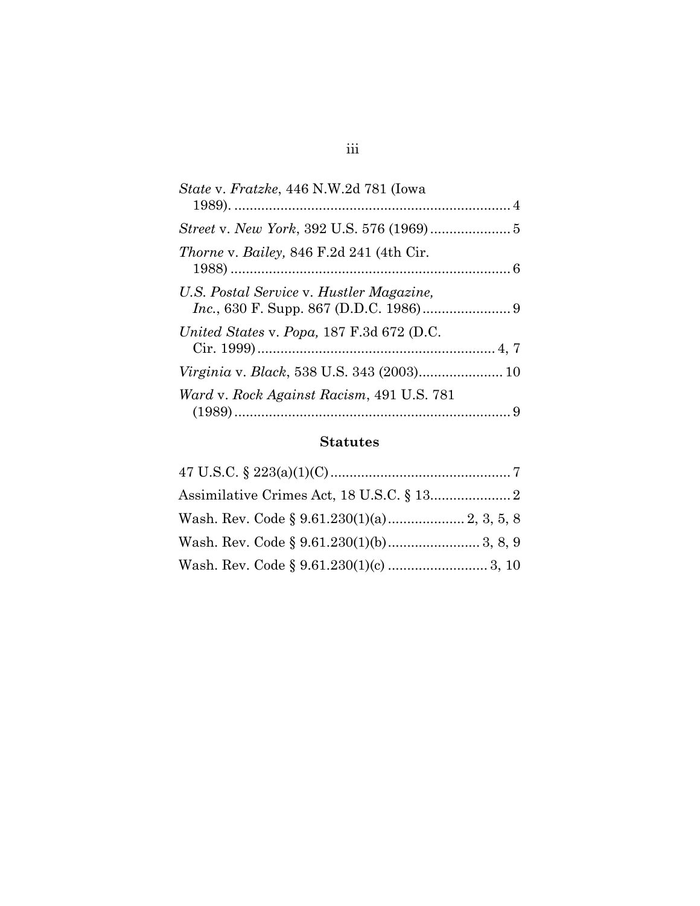*State* v. *Fratzke*, 446 N.W.2d 781 (Iowa 1989). ........................................................................ 4

*Street* v. *New York*, 392 U.S. 576 (1969) ..................... 5

*Thorne* v. *Bailey,* 846 F.2d 241 (4th Cir. 1988) ......................................................................... 6

*U.S. Postal Service* v. *Hustler Magazine, Inc.*, 630 F. Supp. 867 (D.D.C. 1986) ....................... 9

*United States* v. *Popa,* 187 F.3d 672 (D.C. Cir. 1999) .............................................................. 4, 7

*Virginia* v. *Black*, 538 U.S. 343 (2003) ...................... 10

*Ward* v. *Rock Against Racism*, 491 U.S. 781 (1989) ......................................................................... 9

**Statutes**

47 U.S.C. § 223(a)(1)(C) ............................................... 7

Assimilative Crimes Act, 18 U.S.C. § 13 ..................... 2

Wash. Rev. Code § 9.61.230(1)(a) .................... 2, 3, 5, 8

Wash. Rev. Code § 9.61.230(1)(b) ........................ 3, 8, 9

Wash. Rev. Code § 9.61.230(1)(c) .......................... 3, 10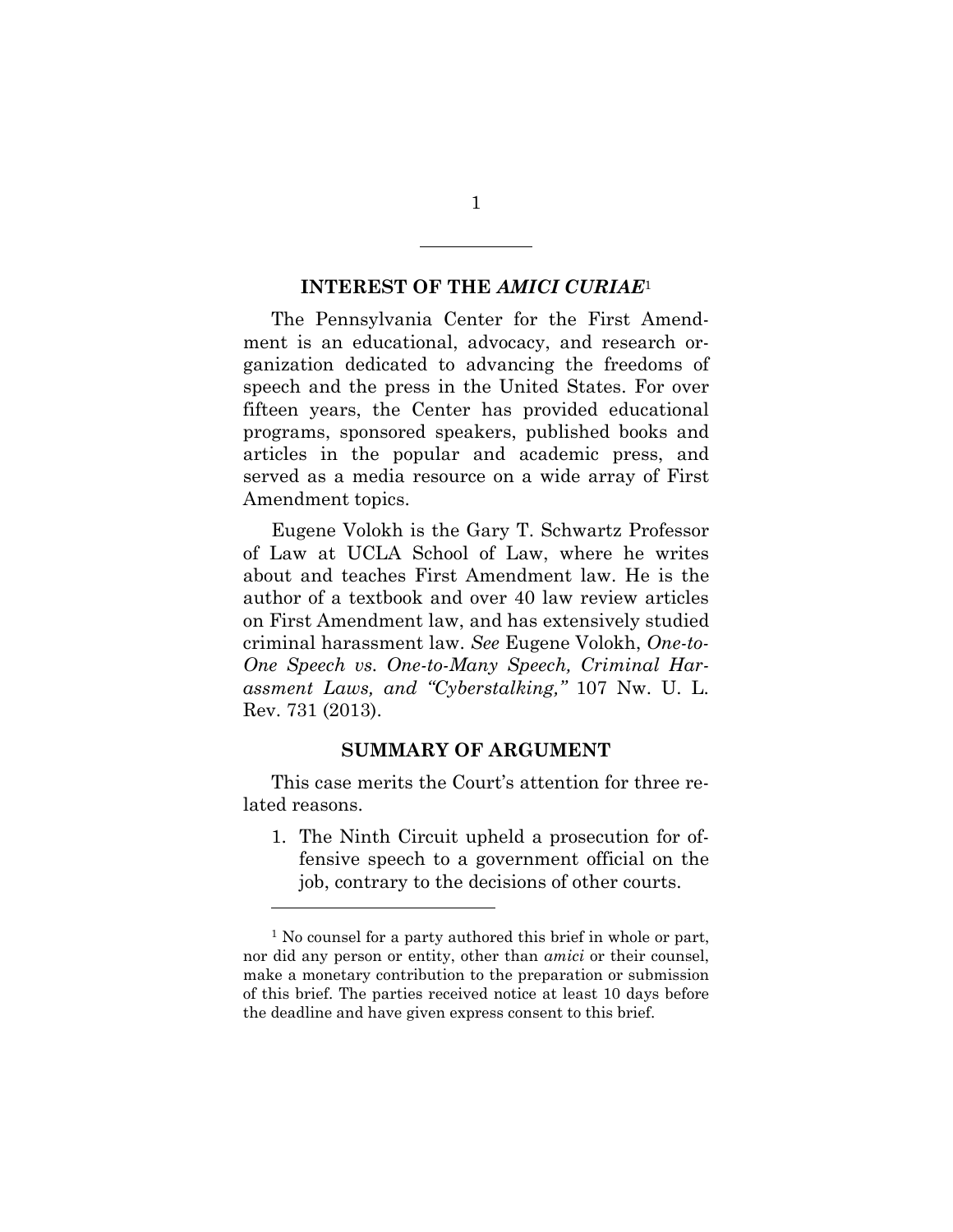## INTEREST OF THE *AMICI CURIAE*[1]

The Pennsylvania Center for the First Amendment is an educational, advocacy, and research organization dedicated to advancing the freedoms of speech and the press in the United States. For over fifteen years, the Center has provided educational programs, sponsored speakers, published books and articles in the popular and academic press, and served as a media resource on a wide array of First Amendment topics.

Eugene Volokh is the Gary T. Schwartz Professor of Law at UCLA School of Law, where he writes about and teaches First Amendment law. He is the author of a textbook and over 40 law review articles on First Amendment law, and has extensively studied criminal harassment law. *See* Eugene Volokh, *One-to-One Speech vs. One-to-Many Speech, Criminal Harassment Laws, and "Cyberstalking,"* 107 Nw. U. L. Rev. 731 (2013).

## SUMMARY OF ARGUMENT

This case merits the Court's attention for three related reasons.

1. The Ninth Circuit upheld a prosecution for offensive speech to a government official on the job, contrary to the decisions of other courts.

---

[1] No counsel for a party authored this brief in whole or part, nor did any person or entity, other than *amici* or their counsel, make a monetary contribution to the preparation or submission of this brief. The parties received notice at least 10 days before the deadline and have given express consent to this brief.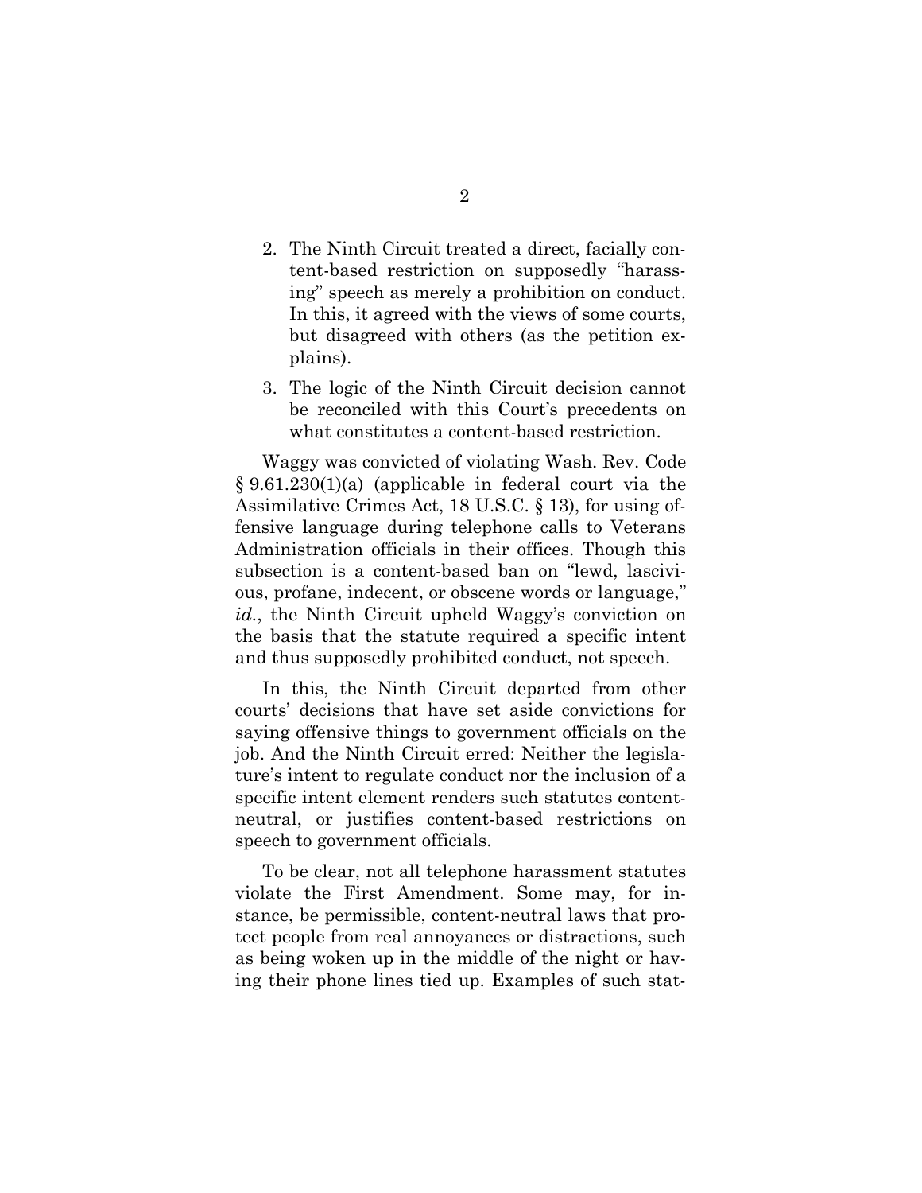2. The Ninth Circuit treated a direct, facially content-based restriction on supposedly "harassing" speech as merely a prohibition on conduct. In this, it agreed with the views of some courts, but disagreed with others (as the petition explains).
3. The logic of the Ninth Circuit decision cannot be reconciled with this Court's precedents on what constitutes a content-based restriction.

Waggy was convicted of violating Wash. Rev. Code § 9.61.230(1)(a) (applicable in federal court via the Assimilative Crimes Act, 18 U.S.C. § 13), for using offensive language during telephone calls to Veterans Administration officials in their offices. Though this subsection is a content-based ban on "lewd, lascivious, profane, indecent, or obscene words or language," *id.*, the Ninth Circuit upheld Waggy's conviction on the basis that the statute required a specific intent and thus supposedly prohibited conduct, not speech.

In this, the Ninth Circuit departed from other courts' decisions that have set aside convictions for saying offensive things to government officials on the job. And the Ninth Circuit erred: Neither the legislature's intent to regulate conduct nor the inclusion of a specific intent element renders such statutes content-neutral, or justifies content-based restrictions on speech to government officials.

To be clear, not all telephone harassment statutes violate the First Amendment. Some may, for instance, be permissible, content-neutral laws that protect people from real annoyances or distractions, such as being woken up in the middle of the night or having their phone lines tied up. Examples of such stat-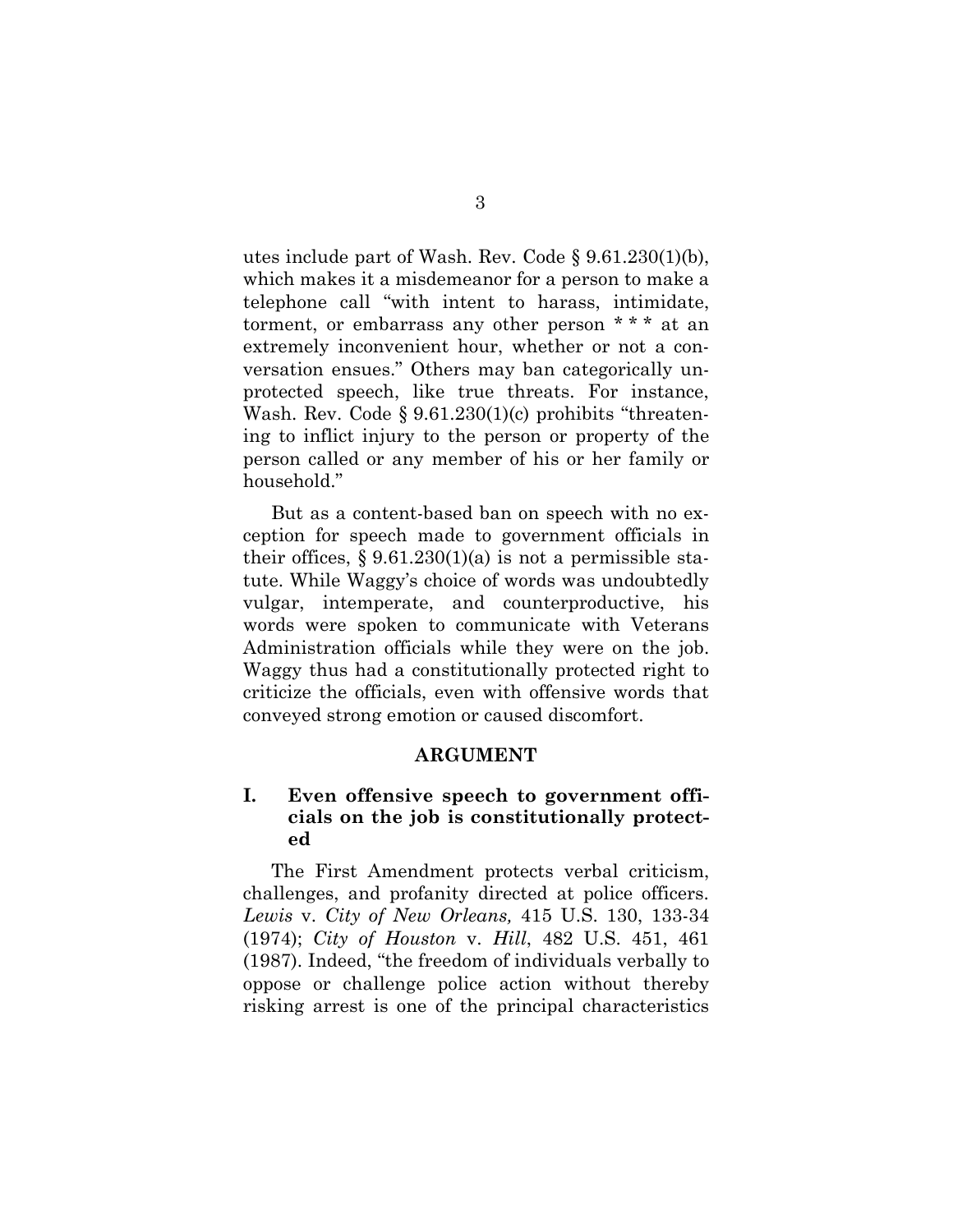utes include part of Wash. Rev. Code § 9.61.230(1)(b), which makes it a misdemeanor for a person to make a telephone call "with intent to harass, intimidate, torment, or embarrass any other person * * * at an extremely inconvenient hour, whether or not a conversation ensues." Others may ban categorically unprotected speech, like true threats. For instance, Wash. Rev. Code § 9.61.230(1)(c) prohibits "threatening to inflict injury to the person or property of the person called or any member of his or her family or household."

But as a content-based ban on speech with no exception for speech made to government officials in their offices, § 9.61.230(1)(a) is not a permissible statute. While Waggy's choice of words was undoubtedly vulgar, intemperate, and counterproductive, his words were spoken to communicate with Veterans Administration officials while they were on the job. Waggy thus had a constitutionally protected right to criticize the officials, even with offensive words that conveyed strong emotion or caused discomfort.

## ARGUMENT

### I. Even offensive speech to government officials on the job is constitutionally protected

The First Amendment protects verbal criticism, challenges, and profanity directed at police officers. *Lewis* v. *City of New Orleans,* 415 U.S. 130, 133-34 (1974); *City of Houston* v. *Hill*, 482 U.S. 451, 461 (1987). Indeed, "the freedom of individuals verbally to oppose or challenge police action without thereby risking arrest is one of the principal characteristics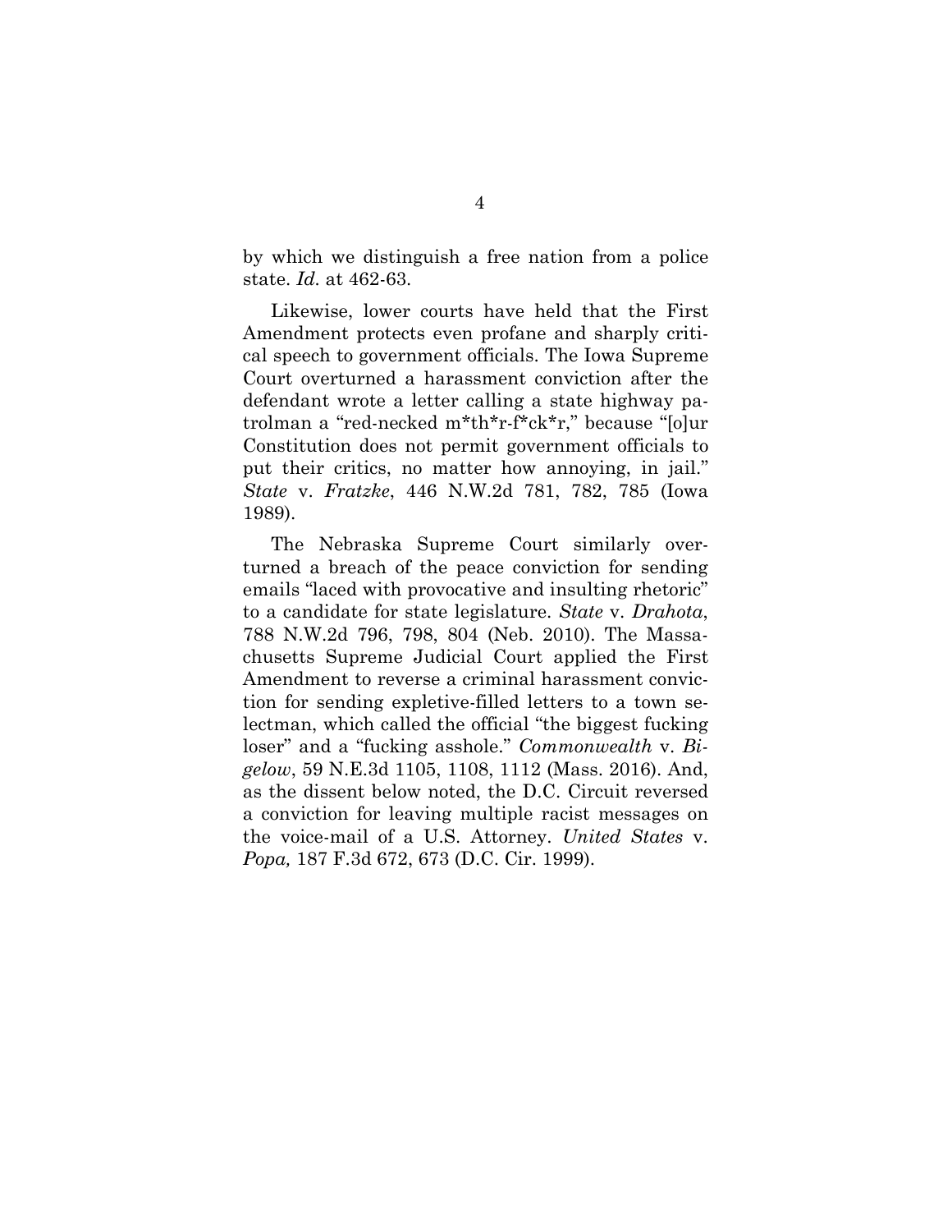by which we distinguish a free nation from a police state. *Id.* at 462-63.

Likewise, lower courts have held that the First Amendment protects even profane and sharply critical speech to government officials. The Iowa Supreme Court overturned a harassment conviction after the defendant wrote a letter calling a state highway patrolman a "red-necked m*th*r-f*ck*r," because "[o]ur Constitution does not permit government officials to put their critics, no matter how annoying, in jail." *State* v. *Fratzke*, 446 N.W.2d 781, 782, 785 (Iowa 1989).

The Nebraska Supreme Court similarly overturned a breach of the peace conviction for sending emails "laced with provocative and insulting rhetoric" to a candidate for state legislature. *State* v. *Drahota*, 788 N.W.2d 796, 798, 804 (Neb. 2010). The Massachusetts Supreme Judicial Court applied the First Amendment to reverse a criminal harassment conviction for sending expletive-filled letters to a town selectman, which called the official "the biggest fucking loser" and a "fucking asshole." *Commonwealth* v. *Bigelow*, 59 N.E.3d 1105, 1108, 1112 (Mass. 2016). And, as the dissent below noted, the D.C. Circuit reversed a conviction for leaving multiple racist messages on the voice-mail of a U.S. Attorney. *United States* v. *Popa,* 187 F.3d 672, 673 (D.C. Cir. 1999).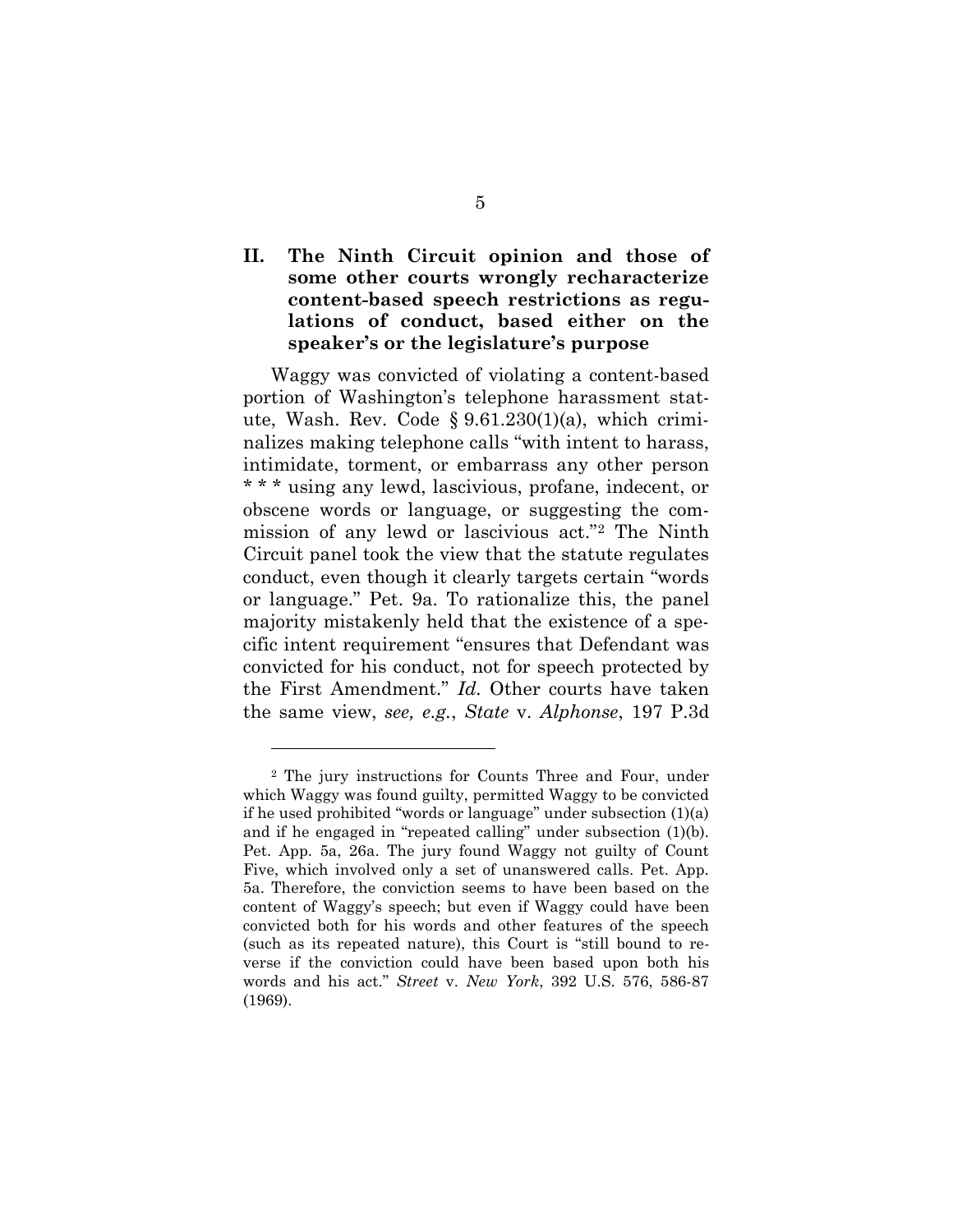## II. The Ninth Circuit opinion and those of some other courts wrongly recharacterize content-based speech restrictions as regulations of conduct, based either on the speaker's or the legislature's purpose

Waggy was convicted of violating a content-based portion of Washington's telephone harassment statute, Wash. Rev. Code § 9.61.230(1)(a), which criminalizes making telephone calls "with intent to harass, intimidate, torment, or embarrass any other person * * * using any lewd, lascivious, profane, indecent, or obscene words or language, or suggesting the commission of any lewd or lascivious act."[2] The Ninth Circuit panel took the view that the statute regulates conduct, even though it clearly targets certain "words or language." Pet. 9a. To rationalize this, the panel majority mistakenly held that the existence of a specific intent requirement "ensures that Defendant was convicted for his conduct, not for speech protected by the First Amendment." *Id.* Other courts have taken the same view, *see, e.g.*, *State* v. *Alphonse*, 197 P.3d

---

[2] The jury instructions for Counts Three and Four, under which Waggy was found guilty, permitted Waggy to be convicted if he used prohibited "words or language" under subsection (1)(a) and if he engaged in "repeated calling" under subsection (1)(b). Pet. App. 5a, 26a. The jury found Waggy not guilty of Count Five, which involved only a set of unanswered calls. Pet. App. 5a. Therefore, the conviction seems to have been based on the content of Waggy's speech; but even if Waggy could have been convicted both for his words and other features of the speech (such as its repeated nature), this Court is "still bound to reverse if the conviction could have been based upon both his words and his act." *Street* v. *New York*, 392 U.S. 576, 586-87 (1969).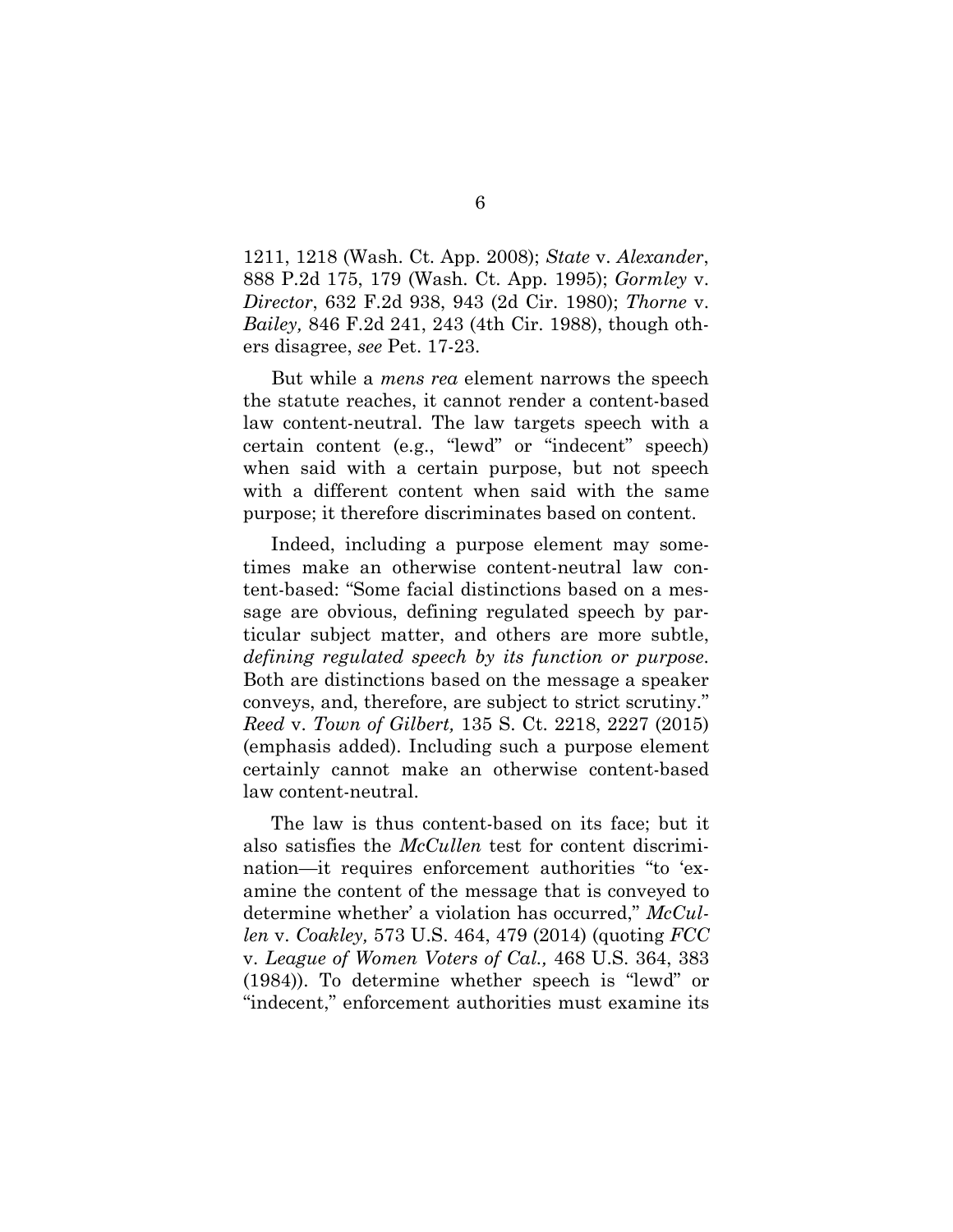1211, 1218 (Wash. Ct. App. 2008); *State* v. *Alexander*, 888 P.2d 175, 179 (Wash. Ct. App. 1995); *Gormley* v. *Director*, 632 F.2d 938, 943 (2d Cir. 1980); *Thorne* v. *Bailey,* 846 F.2d 241, 243 (4th Cir. 1988), though others disagree, *see* Pet. 17-23.

But while a *mens rea* element narrows the speech the statute reaches, it cannot render a content-based law content-neutral. The law targets speech with a certain content (e.g., "lewd" or "indecent" speech) when said with a certain purpose, but not speech with a different content when said with the same purpose; it therefore discriminates based on content.

Indeed, including a purpose element may sometimes make an otherwise content-neutral law content-based: "Some facial distinctions based on a message are obvious, defining regulated speech by particular subject matter, and others are more subtle, *defining regulated speech by its function or purpose.* Both are distinctions based on the message a speaker conveys, and, therefore, are subject to strict scrutiny." *Reed* v. *Town of Gilbert,* 135 S. Ct. 2218, 2227 (2015) (emphasis added). Including such a purpose element certainly cannot make an otherwise content-based law content-neutral.

The law is thus content-based on its face; but it also satisfies the *McCullen* test for content discrimination—it requires enforcement authorities "to 'examine the content of the message that is conveyed to determine whether' a violation has occurred," *McCullen* v. *Coakley,* 573 U.S. 464, 479 (2014) (quoting *FCC* v. *League of Women Voters of Cal.,* 468 U.S. 364, 383 (1984)). To determine whether speech is "lewd" or "indecent," enforcement authorities must examine its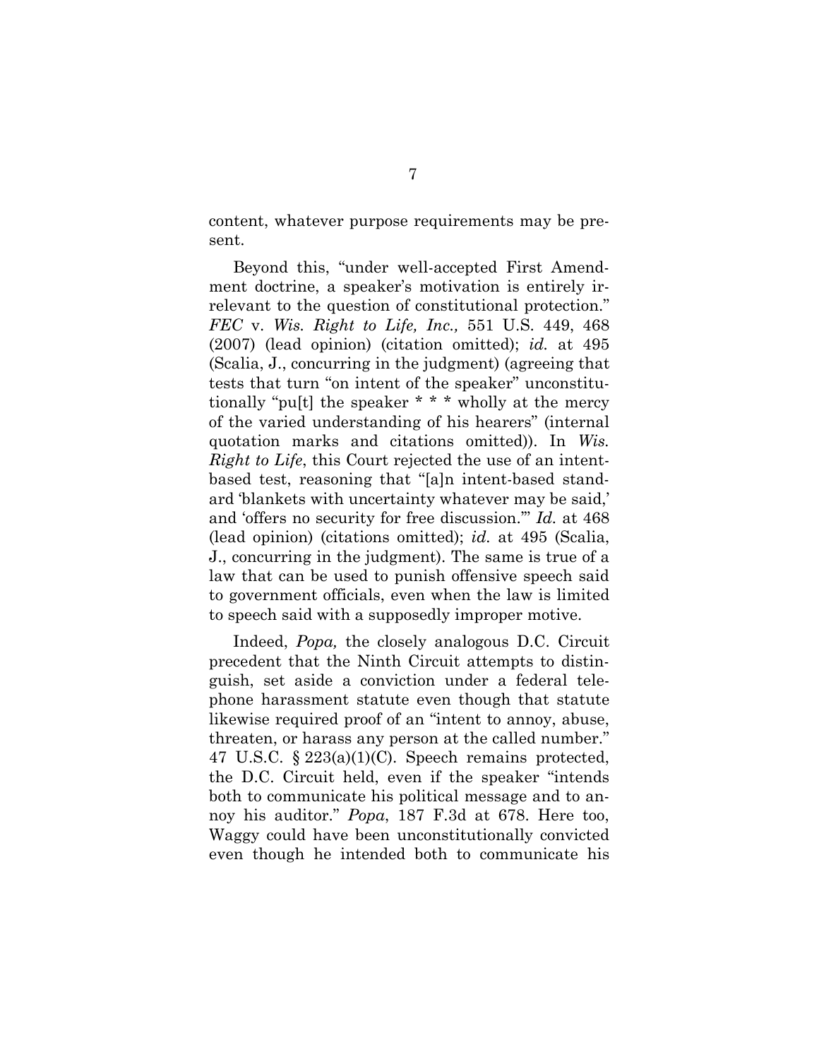content, whatever purpose requirements may be present.

Beyond this, "under well-accepted First Amendment doctrine, a speaker's motivation is entirely irrelevant to the question of constitutional protection." *FEC* v. *Wis. Right to Life, Inc.,* 551 U.S. 449, 468 (2007) (lead opinion) (citation omitted); *id.* at 495 (Scalia, J., concurring in the judgment) (agreeing that tests that turn "on intent of the speaker" unconstitutionally "pu[t] the speaker * * * wholly at the mercy of the varied understanding of his hearers" (internal quotation marks and citations omitted)). In *Wis. Right to Life*, this Court rejected the use of an intent-based test, reasoning that "[a]n intent-based standard 'blankets with uncertainty whatever may be said,' and 'offers no security for free discussion.'" *Id.* at 468 (lead opinion) (citations omitted); *id.* at 495 (Scalia, J., concurring in the judgment). The same is true of a law that can be used to punish offensive speech said to government officials, even when the law is limited to speech said with a supposedly improper motive.

Indeed, *Popa,* the closely analogous D.C. Circuit precedent that the Ninth Circuit attempts to distinguish, set aside a conviction under a federal telephone harassment statute even though that statute likewise required proof of an "intent to annoy, abuse, threaten, or harass any person at the called number." 47 U.S.C. § 223(a)(1)(C). Speech remains protected, the D.C. Circuit held, even if the speaker "intends both to communicate his political message and to annoy his auditor." *Popa*, 187 F.3d at 678. Here too, Waggy could have been unconstitutionally convicted even though he intended both to communicate his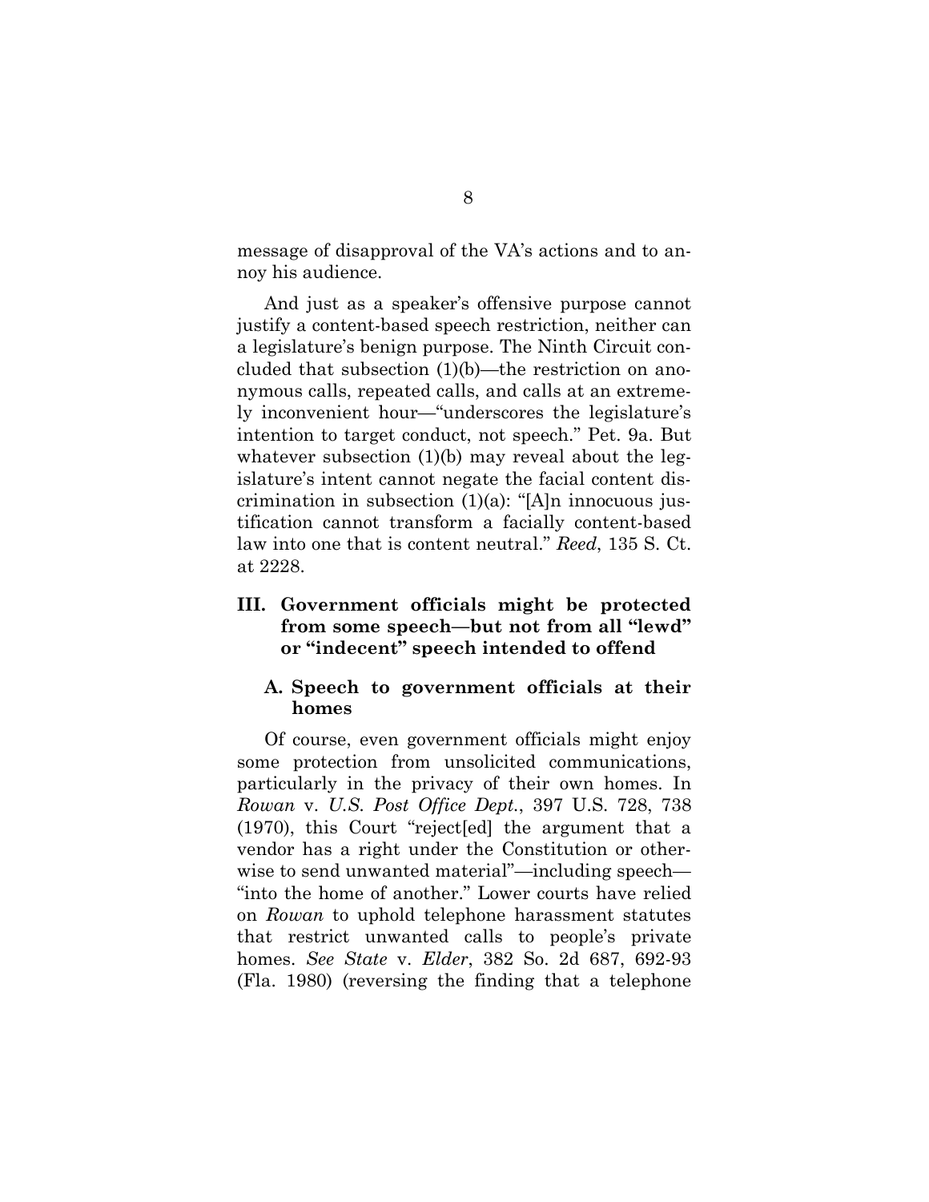message of disapproval of the VA's actions and to annoy his audience.

And just as a speaker's offensive purpose cannot justify a content-based speech restriction, neither can a legislature's benign purpose. The Ninth Circuit concluded that subsection (1)(b)—the restriction on anonymous calls, repeated calls, and calls at an extremely inconvenient hour—"underscores the legislature's intention to target conduct, not speech." Pet. 9a. But whatever subsection (1)(b) may reveal about the legislature's intent cannot negate the facial content discrimination in subsection (1)(a): "[A]n innocuous justification cannot transform a facially content-based law into one that is content neutral." *Reed*, 135 S. Ct. at 2228.

## III. Government officials might be protected from some speech—but not from all "lewd" or "indecent" speech intended to offend

### A. Speech to government officials at their homes

Of course, even government officials might enjoy some protection from unsolicited communications, particularly in the privacy of their own homes. In *Rowan* v. *U.S. Post Office Dept.*, 397 U.S. 728, 738 (1970), this Court "reject[ed] the argument that a vendor has a right under the Constitution or otherwise to send unwanted material"—including speech—"into the home of another." Lower courts have relied on *Rowan* to uphold telephone harassment statutes that restrict unwanted calls to people's private homes. *See State* v. *Elder*, 382 So. 2d 687, 692-93 (Fla. 1980) (reversing the finding that a telephone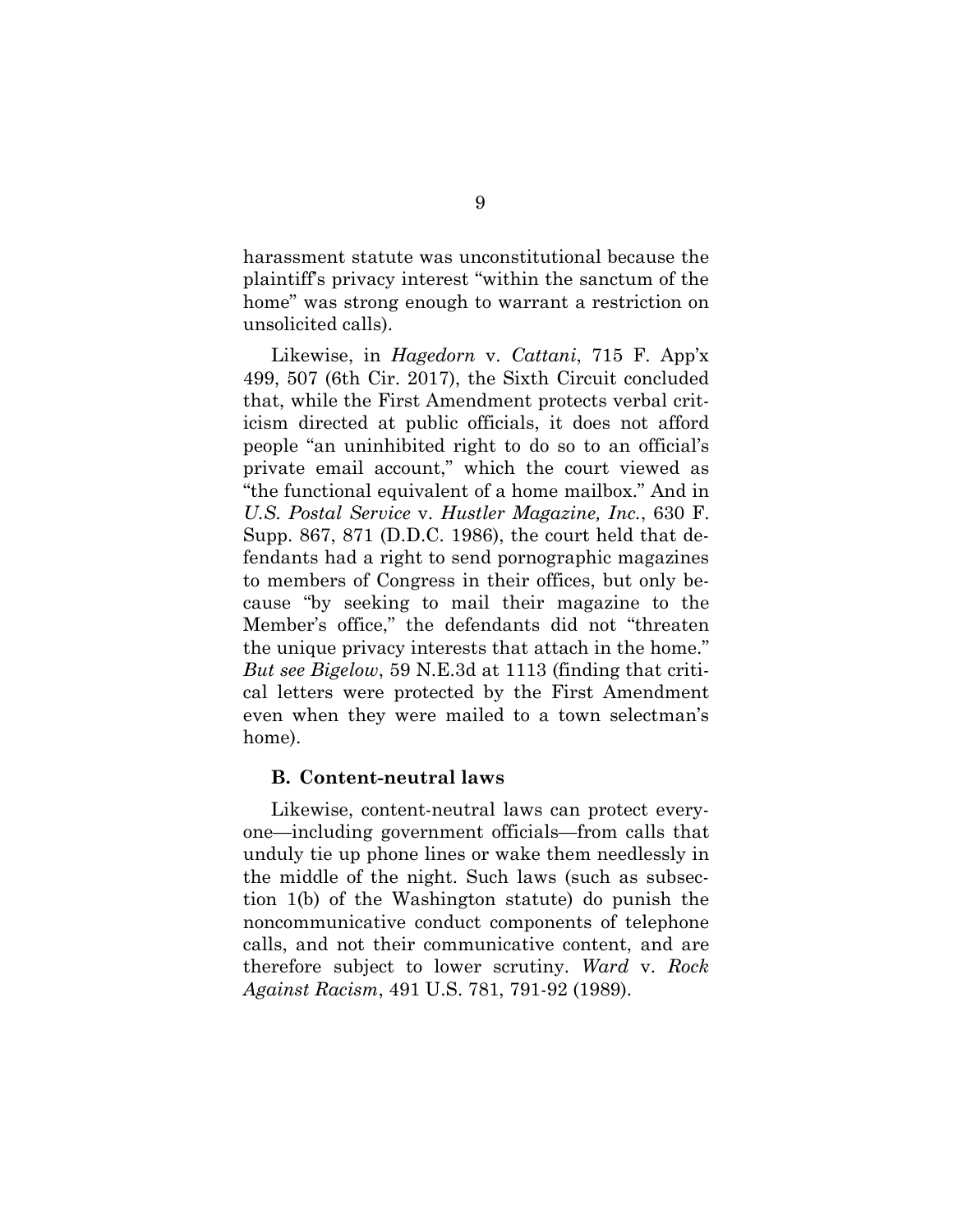harassment statute was unconstitutional because the plaintiff's privacy interest "within the sanctum of the home" was strong enough to warrant a restriction on unsolicited calls).

Likewise, in *Hagedorn* v. *Cattani*, 715 F. App'x 499, 507 (6th Cir. 2017), the Sixth Circuit concluded that, while the First Amendment protects verbal criticism directed at public officials, it does not afford people "an uninhibited right to do so to an official's private email account," which the court viewed as "the functional equivalent of a home mailbox." And in *U.S. Postal Service* v. *Hustler Magazine, Inc.*, 630 F. Supp. 867, 871 (D.D.C. 1986), the court held that defendants had a right to send pornographic magazines to members of Congress in their offices, but only because "by seeking to mail their magazine to the Member's office," the defendants did not "threaten the unique privacy interests that attach in the home." *But see Bigelow*, 59 N.E.3d at 1113 (finding that critical letters were protected by the First Amendment even when they were mailed to a town selectman's home).

### B. Content-neutral laws

Likewise, content-neutral laws can protect everyone—including government officials—from calls that unduly tie up phone lines or wake them needlessly in the middle of the night. Such laws (such as subsection 1(b) of the Washington statute) do punish the noncommunicative conduct components of telephone calls, and not their communicative content, and are therefore subject to lower scrutiny. *Ward* v. *Rock Against Racism*, 491 U.S. 781, 791-92 (1989).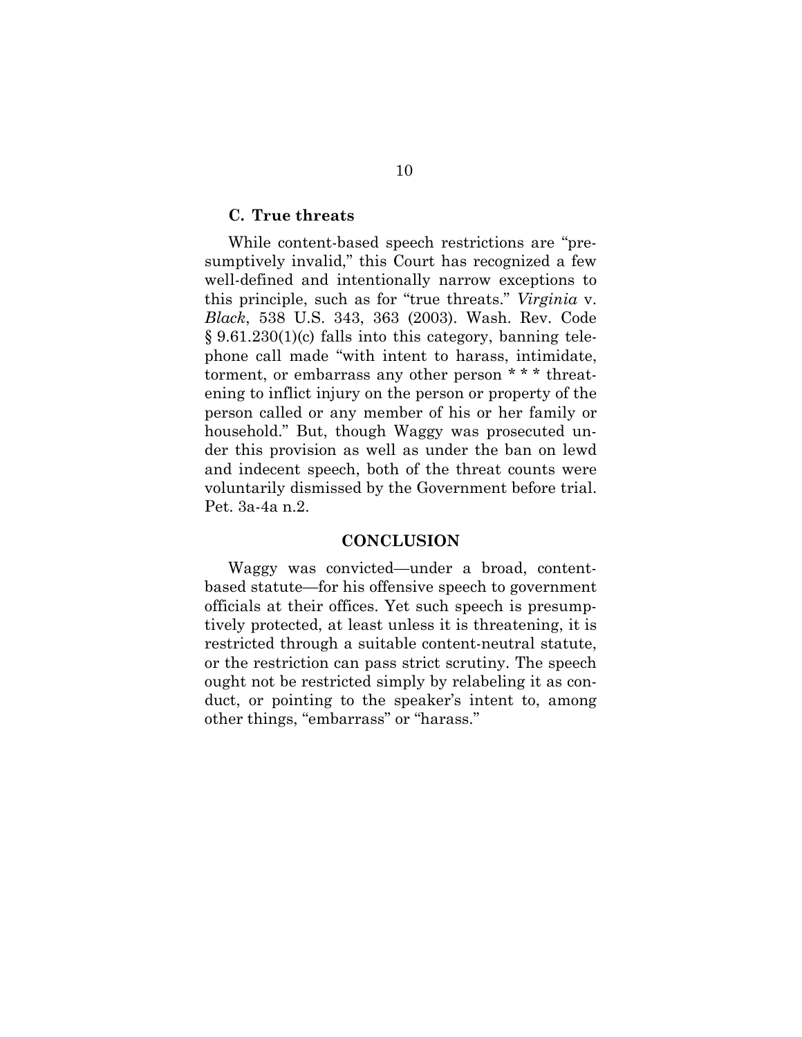### C. True threats

While content-based speech restrictions are "presumptively invalid," this Court has recognized a few well-defined and intentionally narrow exceptions to this principle, such as for "true threats." *Virginia* v. *Black*, 538 U.S. 343, 363 (2003). Wash. Rev. Code § 9.61.230(1)(c) falls into this category, banning telephone call made "with intent to harass, intimidate, torment, or embarrass any other person * * * threatening to inflict injury on the person or property of the person called or any member of his or her family or household." But, though Waggy was prosecuted under this provision as well as under the ban on lewd and indecent speech, both of the threat counts were voluntarily dismissed by the Government before trial. Pet. 3a-4a n.2.

## CONCLUSION

Waggy was convicted—under a broad, content-based statute—for his offensive speech to government officials at their offices. Yet such speech is presumptively protected, at least unless it is threatening, it is restricted through a suitable content-neutral statute, or the restriction can pass strict scrutiny. The speech ought not be restricted simply by relabeling it as conduct, or pointing to the speaker's intent to, among other things, "embarrass" or "harass."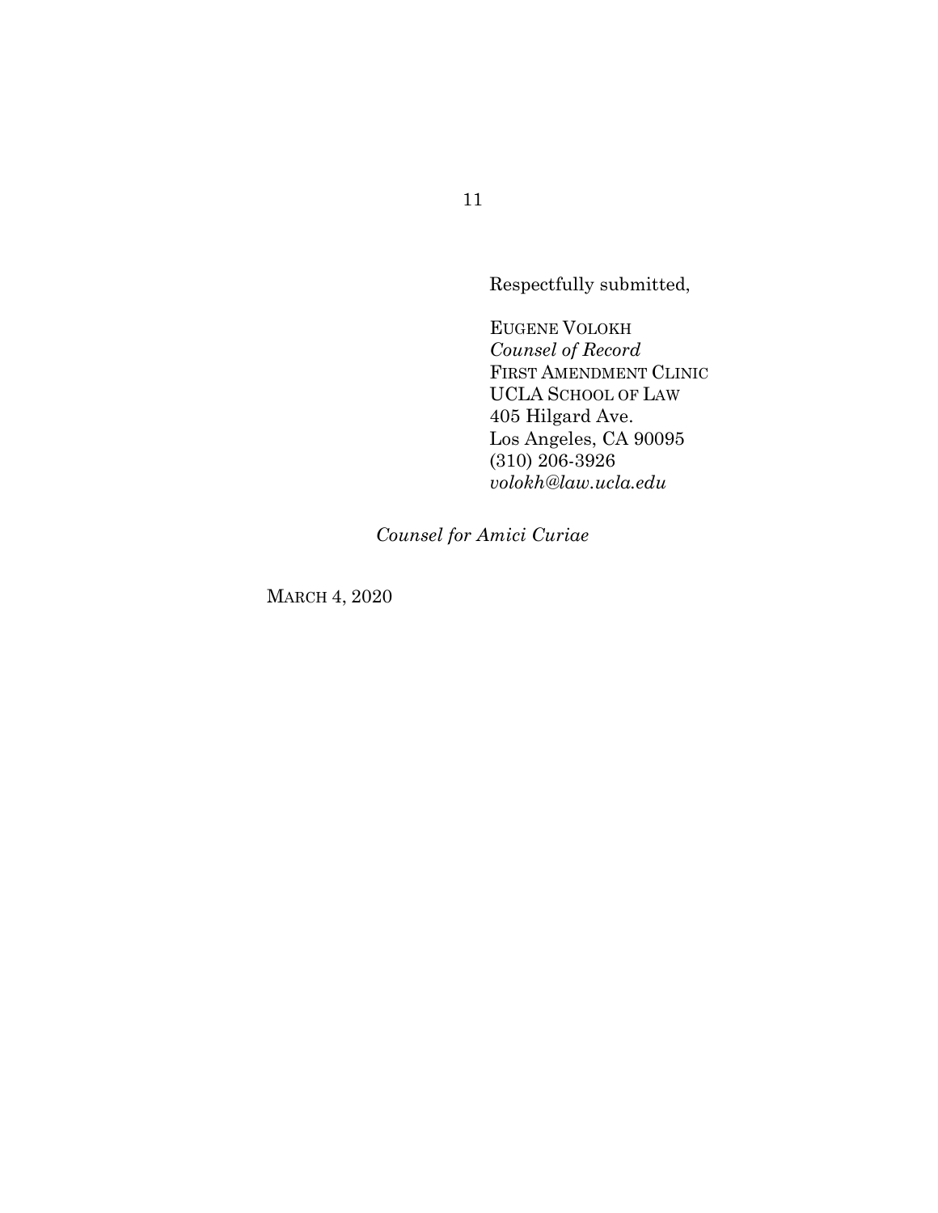Respectfully submitted,

EUGENE VOLOKH
*Counsel of Record*
FIRST AMENDMENT CLINIC
UCLA SCHOOL OF LAW
405 Hilgard Ave.
Los Angeles, CA 90095
(310) 206-3926
*volokh@law.ucla.edu*

*Counsel for Amici Curiae*

MARCH 4, 2020